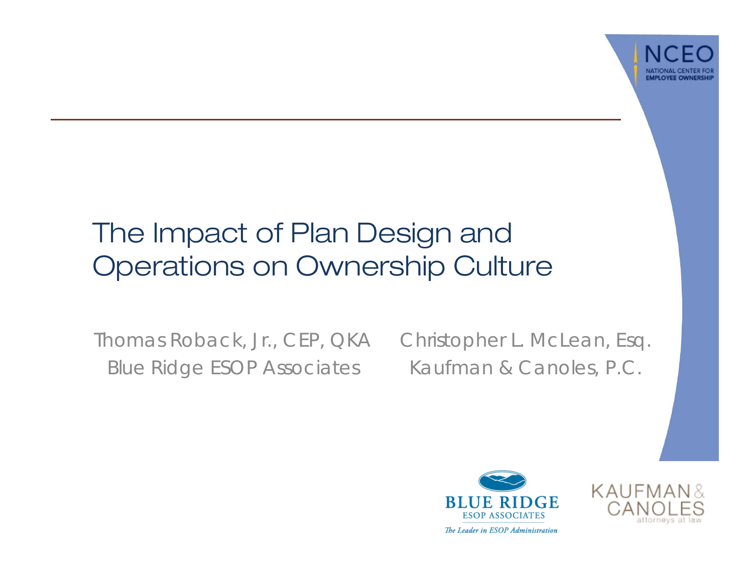# The Impact of Plan Design and Operations on Ownership Culture

Thomas Roback, Jr., CEP, QKA
Blue Ridge ESOP Associates

Christopher L. McLean, Esq.
Kaufman & Canoles, P.C.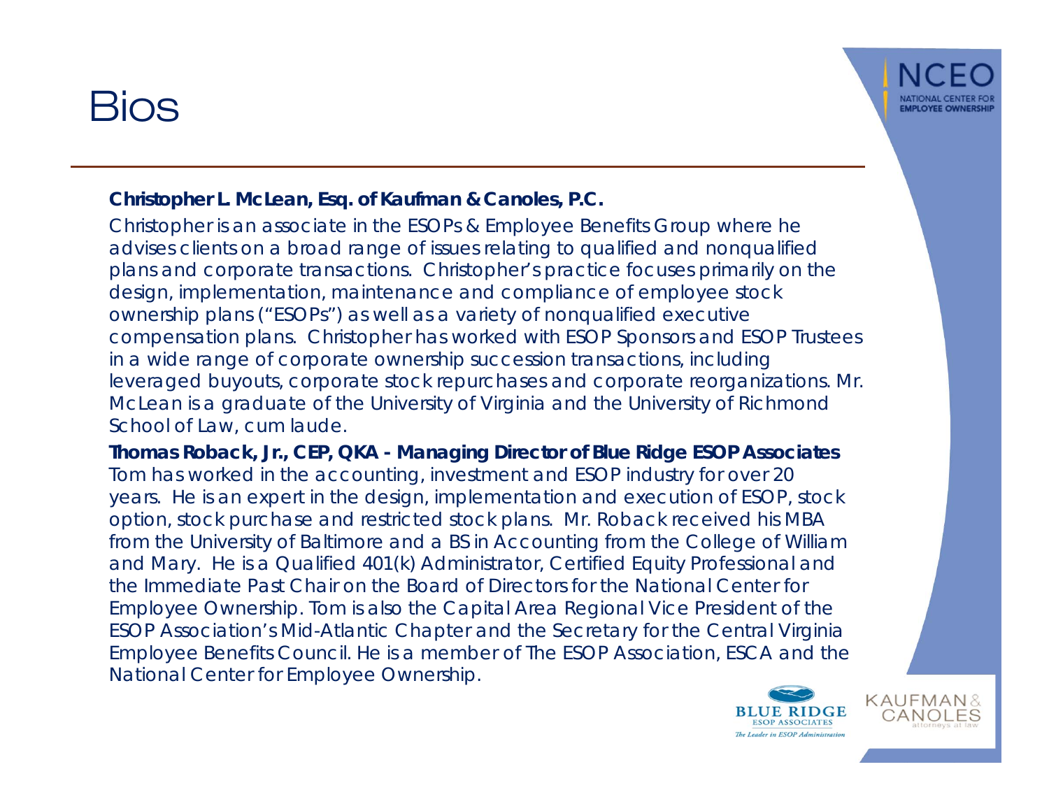# Bios

**Christopher L. McLean, Esq. of Kaufman & Canoles, P.C.**

Christopher is an associate in the ESOPs & Employee Benefits Group where he advises clients on a broad range of issues relating to qualified and nonqualified plans and corporate transactions. Christopher's practice focuses primarily on the design, implementation, maintenance and compliance of employee stock ownership plans ("ESOPs") as well as a variety of nonqualified executive compensation plans. Christopher has worked with ESOP Sponsors and ESOP Trustees in a wide range of corporate ownership succession transactions, including leveraged buyouts, corporate stock repurchases and corporate reorganizations. Mr. McLean is a graduate of the University of Virginia and the University of Richmond School of Law, cum laude.

**Thomas Roback, Jr., CEP, QKA - Managing Director of Blue Ridge ESOP Associates**

Tom has worked in the accounting, investment and ESOP industry for over 20 years. He is an expert in the design, implementation and execution of ESOP, stock option, stock purchase and restricted stock plans. Mr. Roback received his MBA from the University of Baltimore and a BS in Accounting from the College of William and Mary. He is a Qualified 401(k) Administrator, Certified Equity Professional and the Immediate Past Chair on the Board of Directors for the National Center for Employee Ownership. Tom is also the Capital Area Regional Vice President of the ESOP Association's Mid-Atlantic Chapter and the Secretary for the Central Virginia Employee Benefits Council. He is a member of The ESOP Association, ESCA and the National Center for Employee Ownership.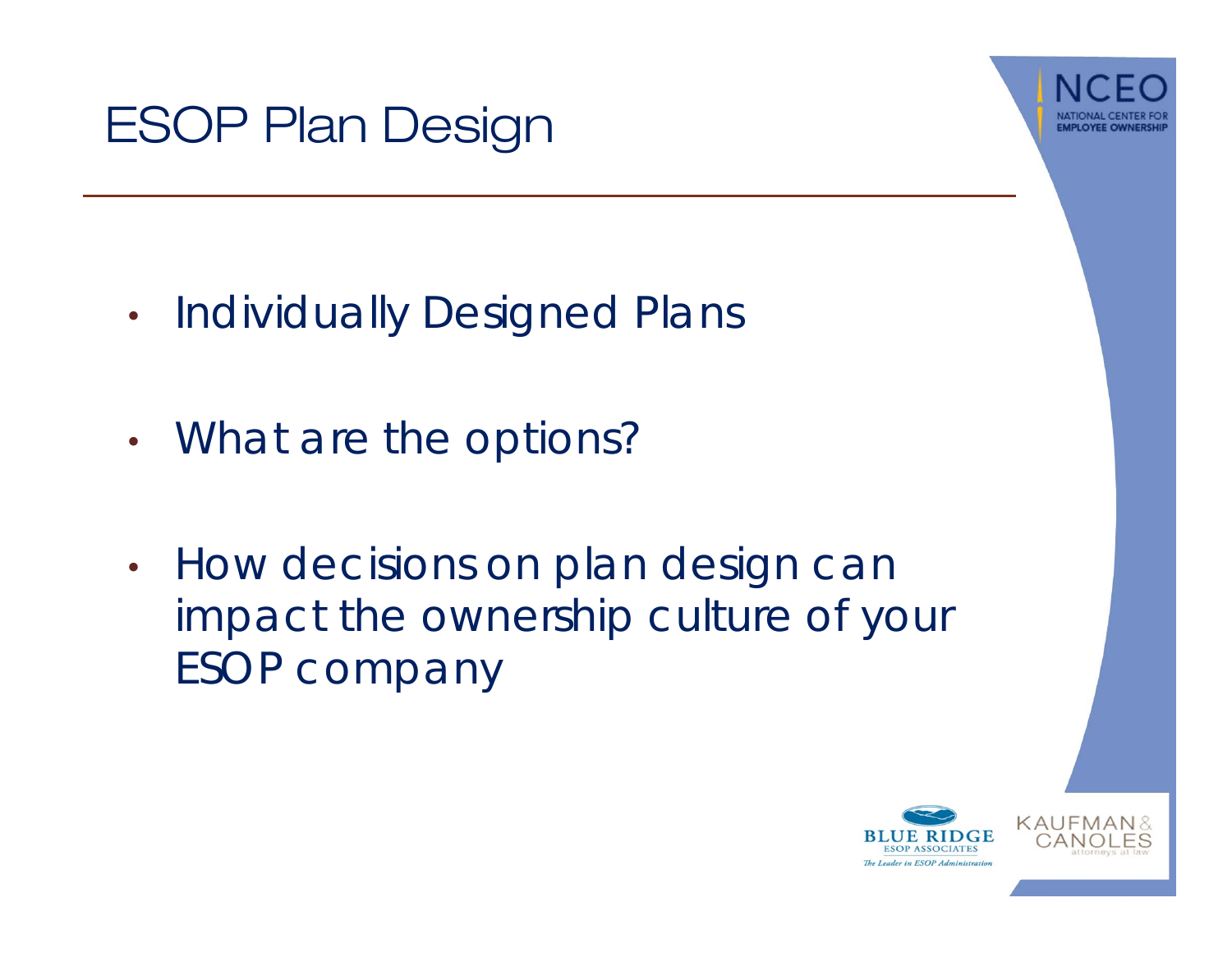# ESOP Plan Design

- Individually Designed Plans
- What are the options?
- How decisions on plan design can impact the ownership culture of your ESOP company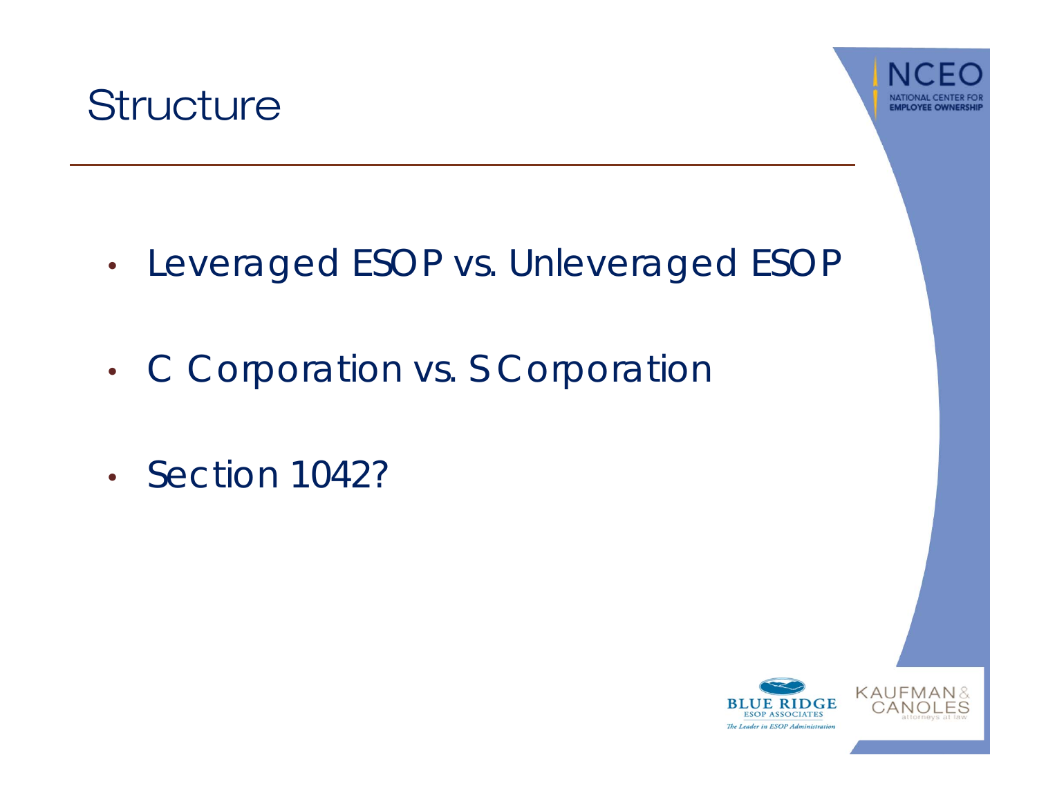# Structure

- Leveraged ESOP vs. Unleveraged ESOP
- C Corporation vs. S Corporation
- Section 1042?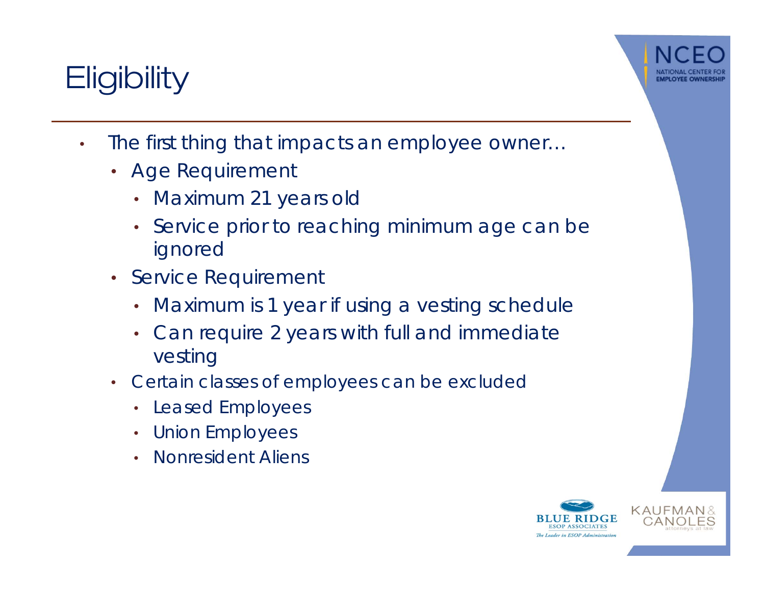# Eligibility

- The first thing that impacts an employee owner…
  - Age Requirement
    - Maximum 21 years old
    - Service prior to reaching minimum age can be ignored
  - Service Requirement
    - Maximum is 1 year if using a vesting schedule
    - Can require 2 years with full and immediate vesting
  - Certain classes of employees can be excluded
    - Leased Employees
    - Union Employees
    - Nonresident Aliens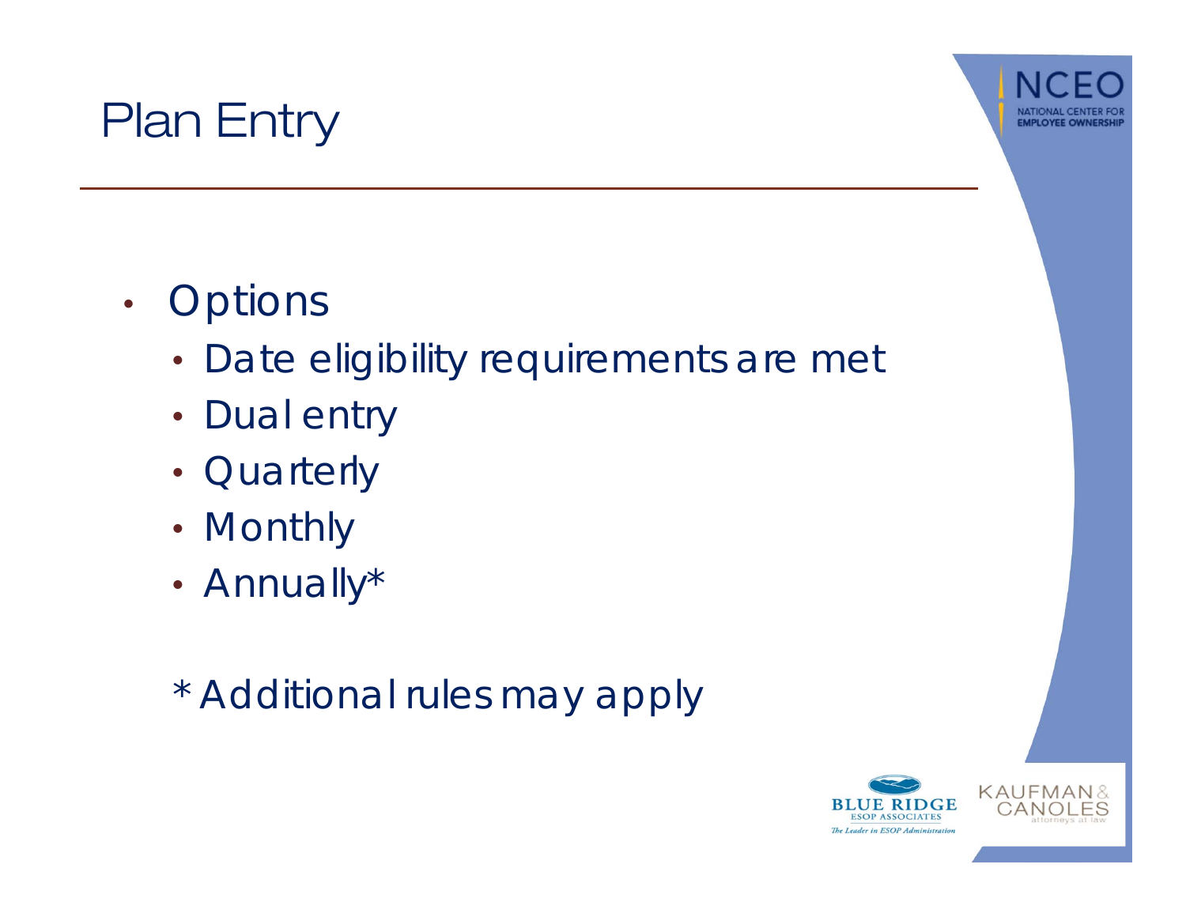# Plan Entry

- Options
  - Date eligibility requirements are met
  - Dual entry
  - Quarterly
  - Monthly
  - Annually*

*Additional rules may apply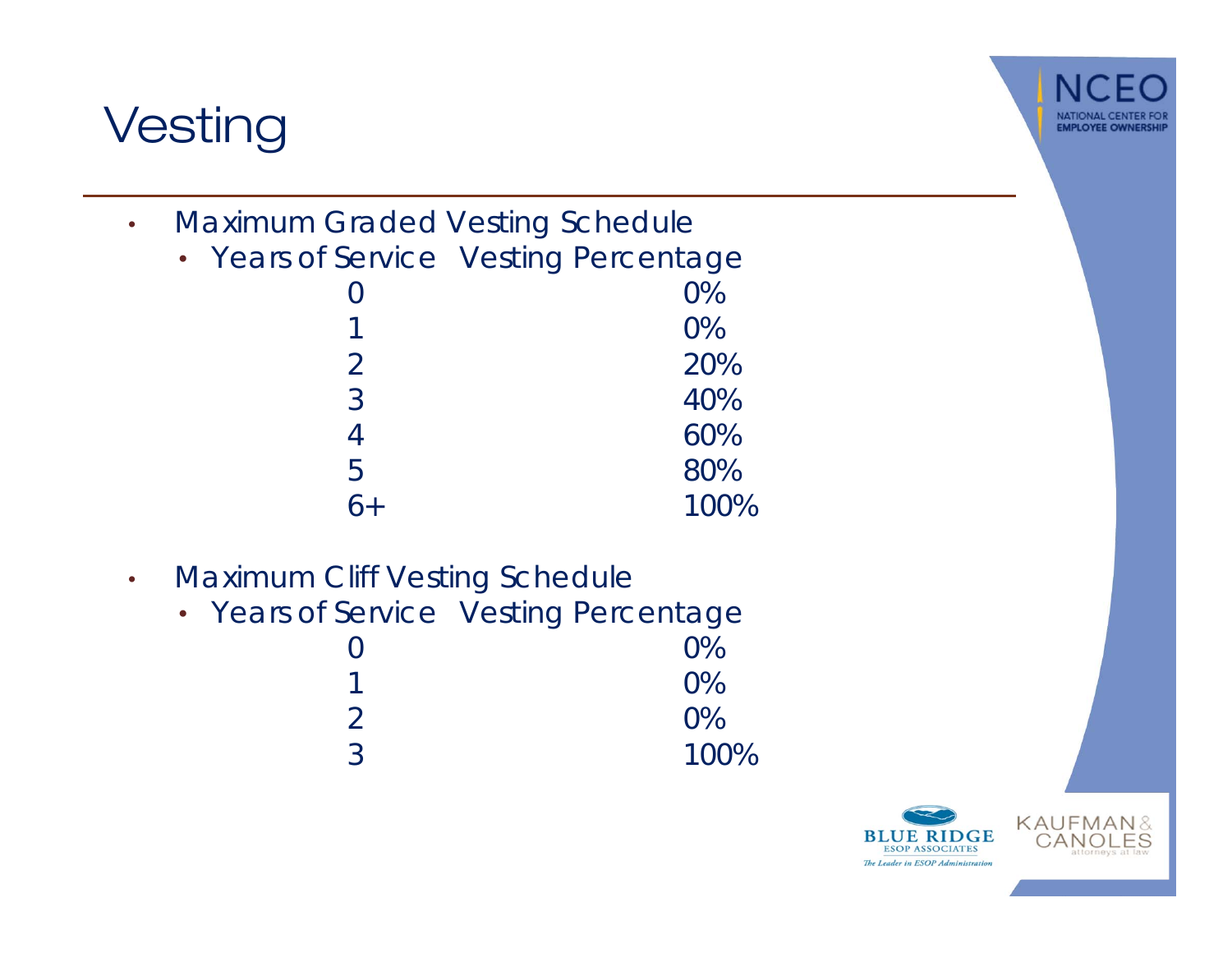# Vesting

- Maximum Graded Vesting Schedule

| Years of Service | Vesting Percentage |
| --- | --- |
| 0 | 0% |
| 1 | 0% |
| 2 | 20% |
| 3 | 40% |
| 4 | 60% |
| 5 | 80% |
| 6+ | 100% |

- Maximum Cliff Vesting Schedule

| Years of Service | Vesting Percentage |
| --- | --- |
| 0 | 0% |
| 1 | 0% |
| 2 | 0% |
| 3 | 100% |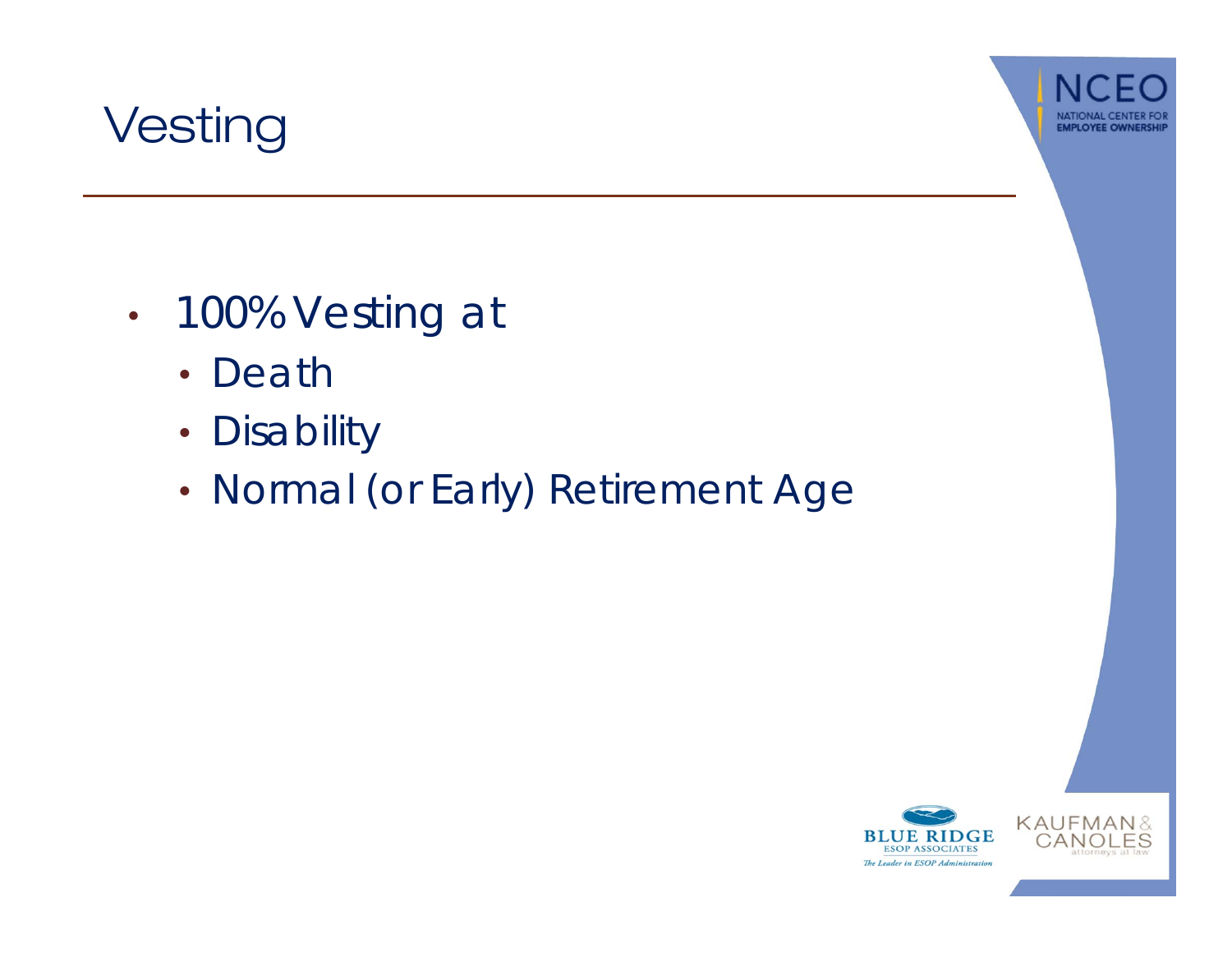# Vesting

- 100% Vesting at
  - Death
  - Disability
  - Normal (or Early) Retirement Age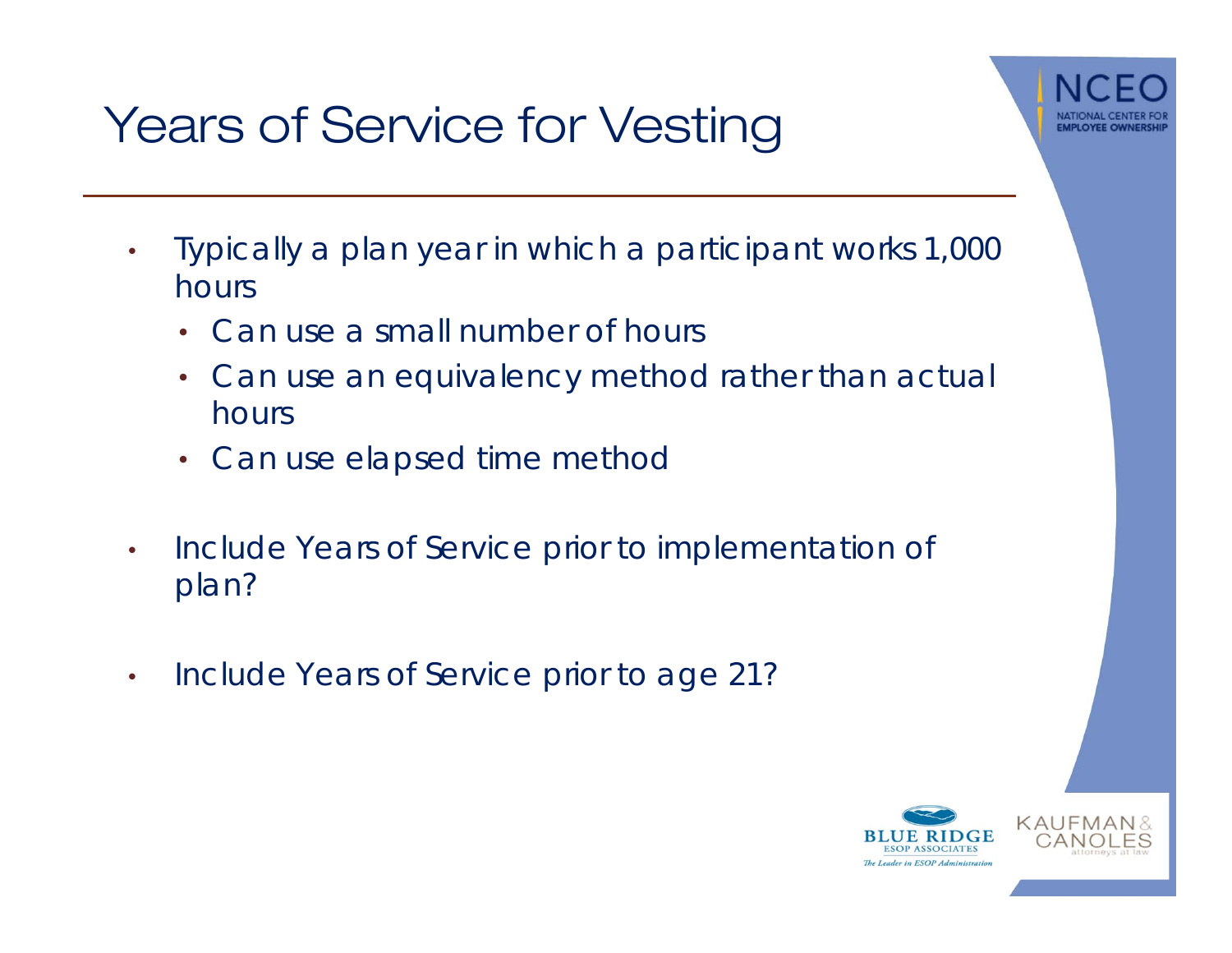# Years of Service for Vesting

- Typically a plan year in which a participant works 1,000 hours
  - Can use a small number of hours
  - Can use an equivalency method rather than actual hours
  - Can use elapsed time method
- Include Years of Service prior to implementation of plan?
- Include Years of Service prior to age 21?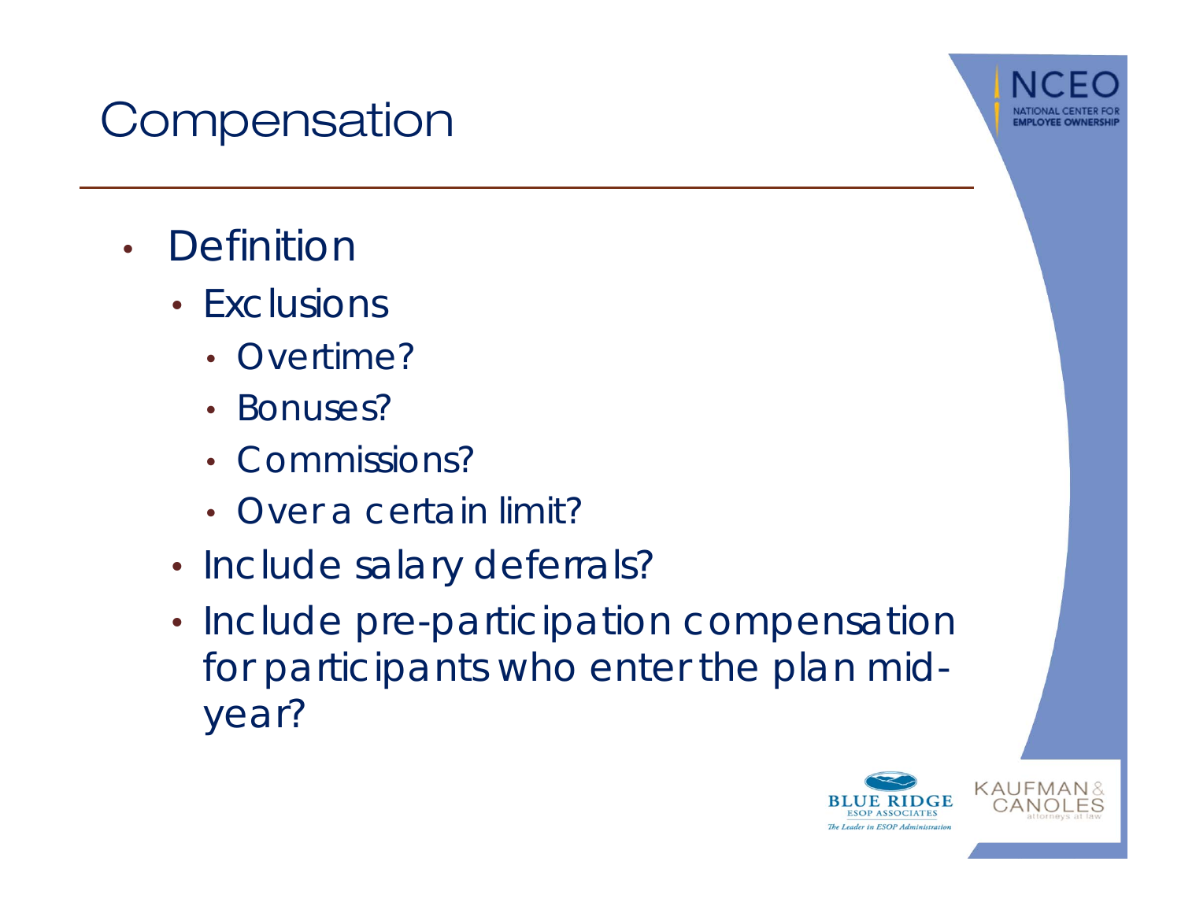# Compensation

- Definition
  - Exclusions
    - Overtime?
    - Bonuses?
    - Commissions?
    - Over a certain limit?
  - Include salary deferrals?
  - Include pre-participation compensation for participants who enter the plan mid-year?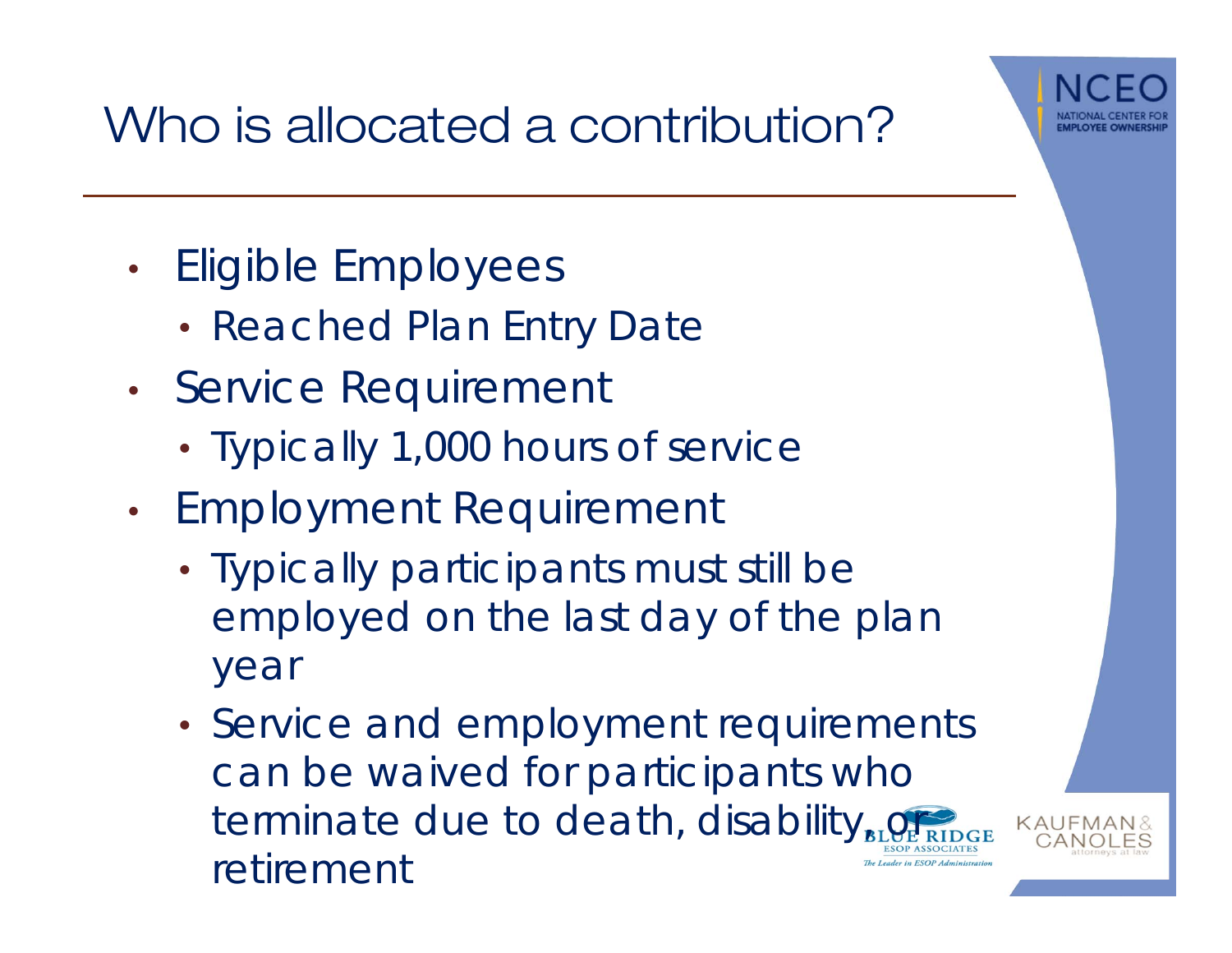# Who is allocated a contribution?

- Eligible Employees
  - Reached Plan Entry Date
- Service Requirement
  - Typically 1,000 hours of service
- Employment Requirement
  - Typically participants must still be employed on the last day of the plan year
  - Service and employment requirements can be waived for participants who terminate due to death, disability, or retirement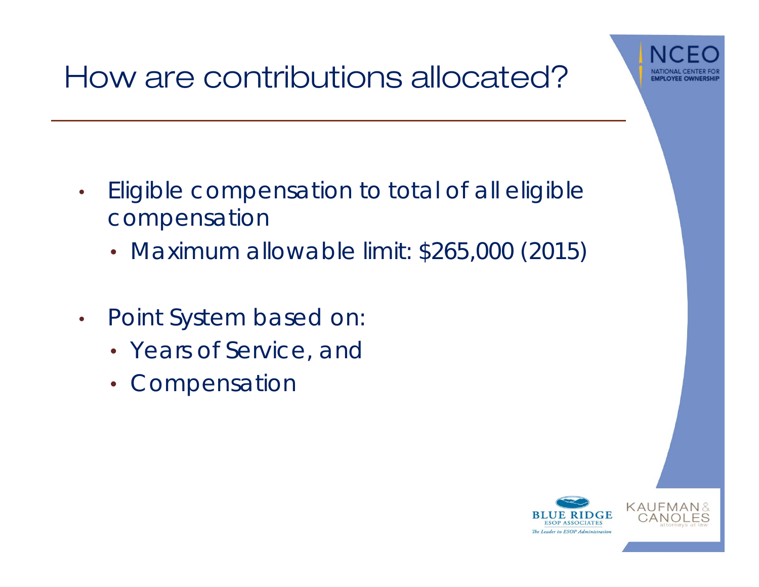# How are contributions allocated?

- Eligible compensation to total of all eligible compensation
  - Maximum allowable limit: $265,000 (2015)
- Point System based on:
  - Years of Service, and
  - Compensation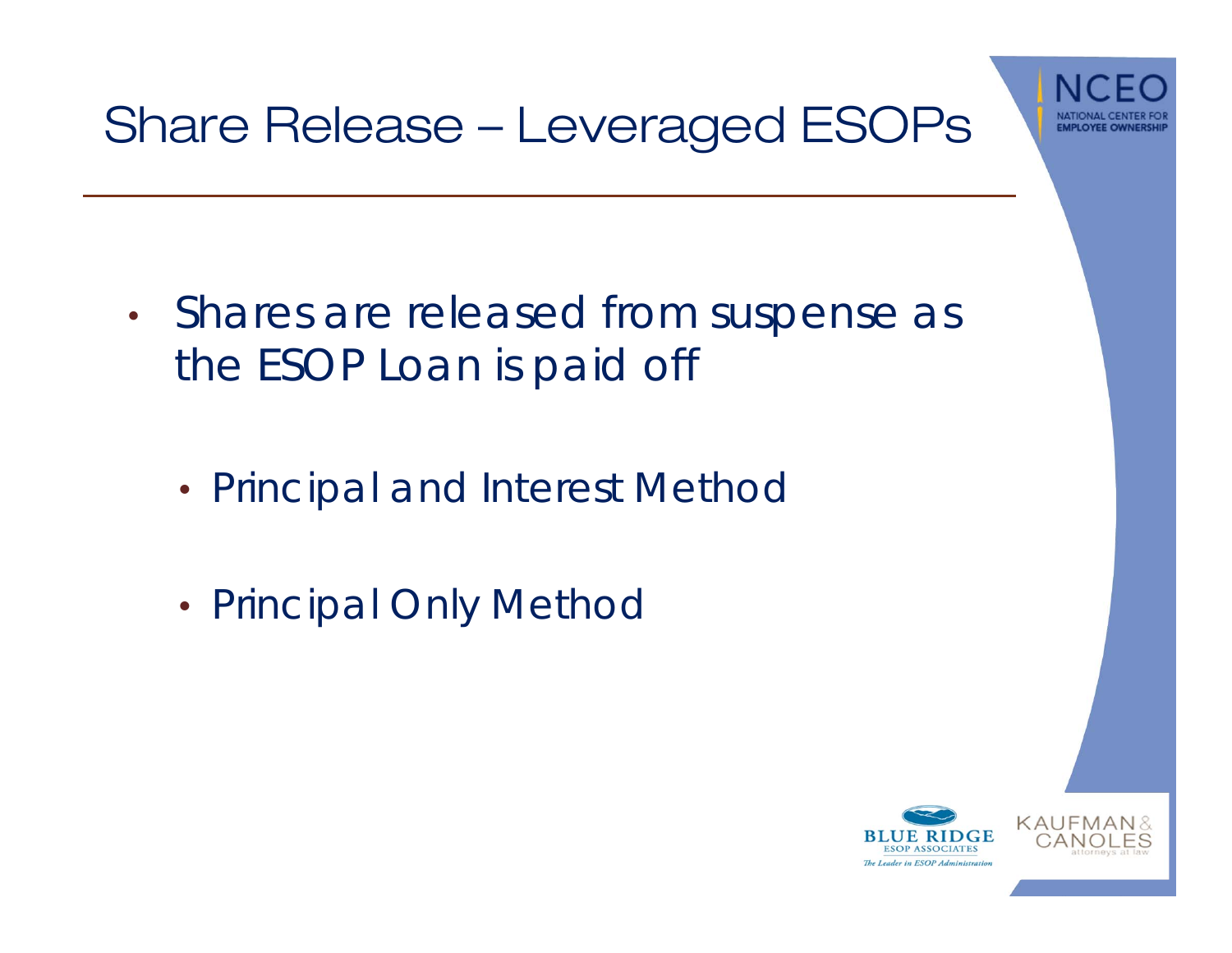# Share Release – Leveraged ESOPs

- Shares are released from suspense as the ESOP Loan is paid off
  - Principal and Interest Method
  - Principal Only Method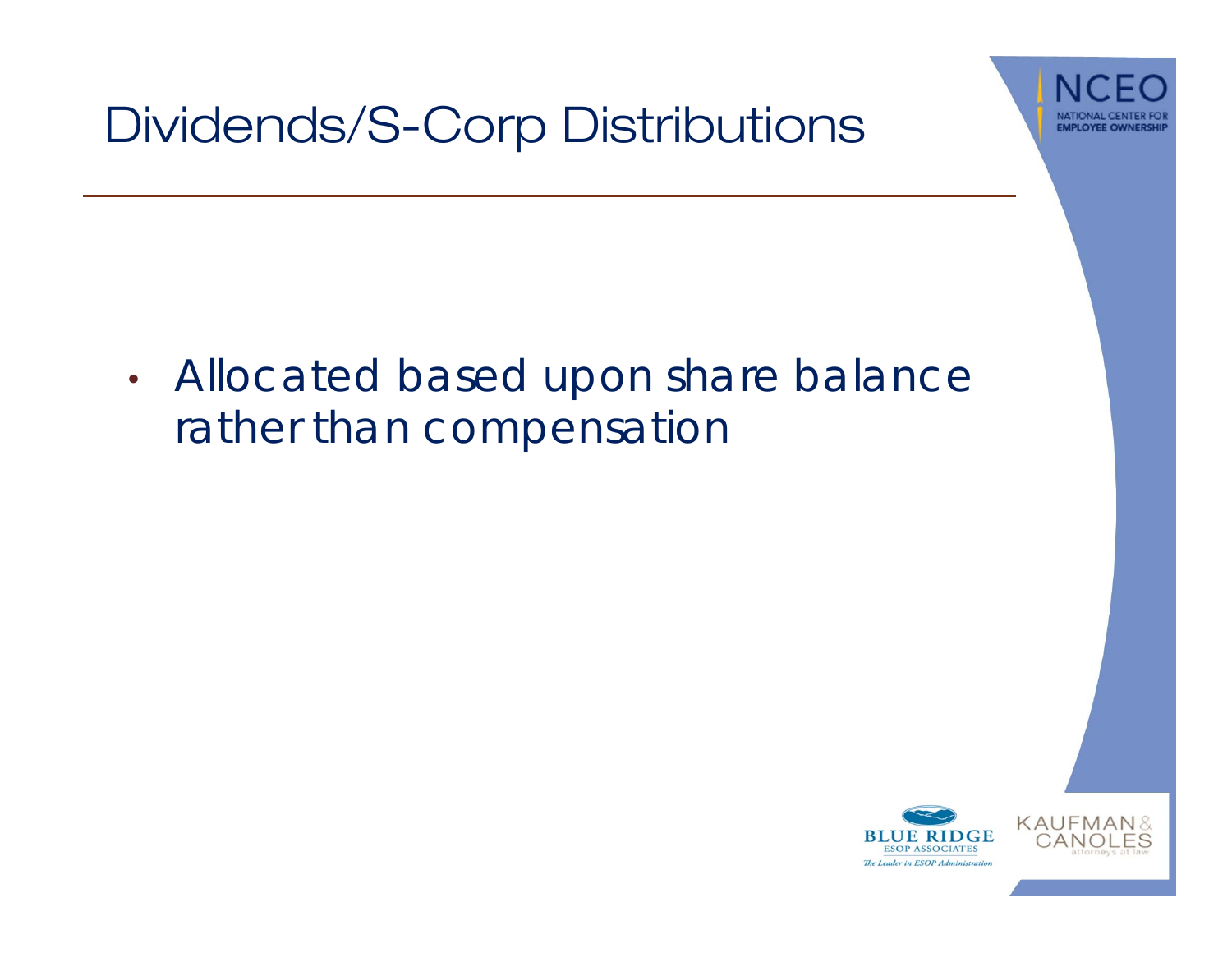# Dividends/S-Corp Distributions

- Allocated based upon share balance rather than compensation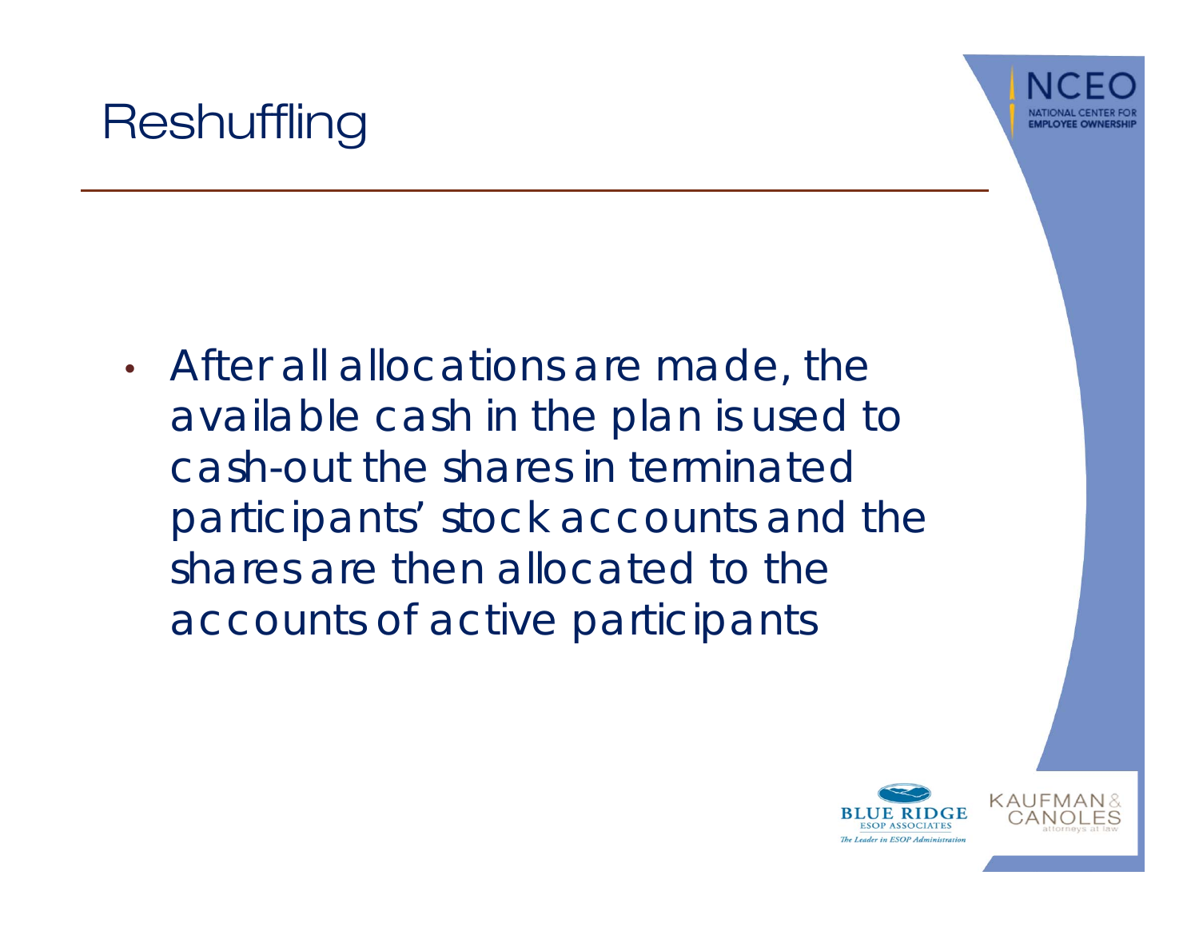# Reshuffling

- After all allocations are made, the available cash in the plan is used to cash-out the shares in terminated participants' stock accounts and the shares are then allocated to the accounts of active participants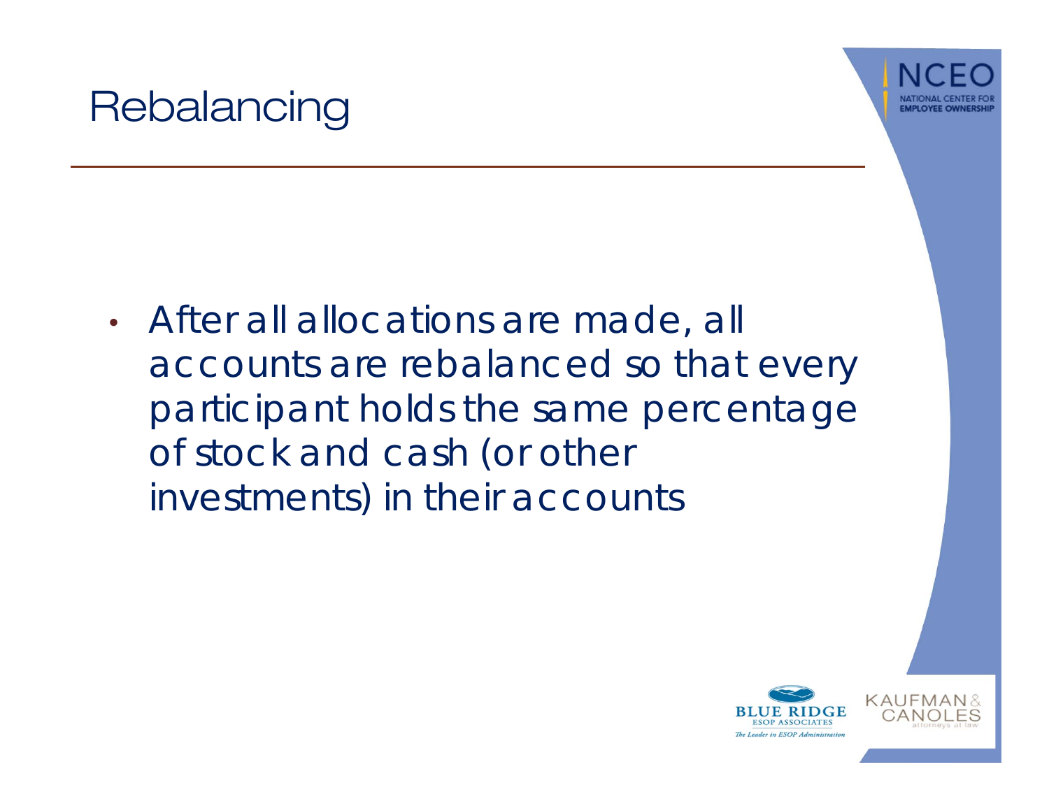# Rebalancing

- After all allocations are made, all accounts are rebalanced so that every participant holds the same percentage of stock and cash (or other investments) in their accounts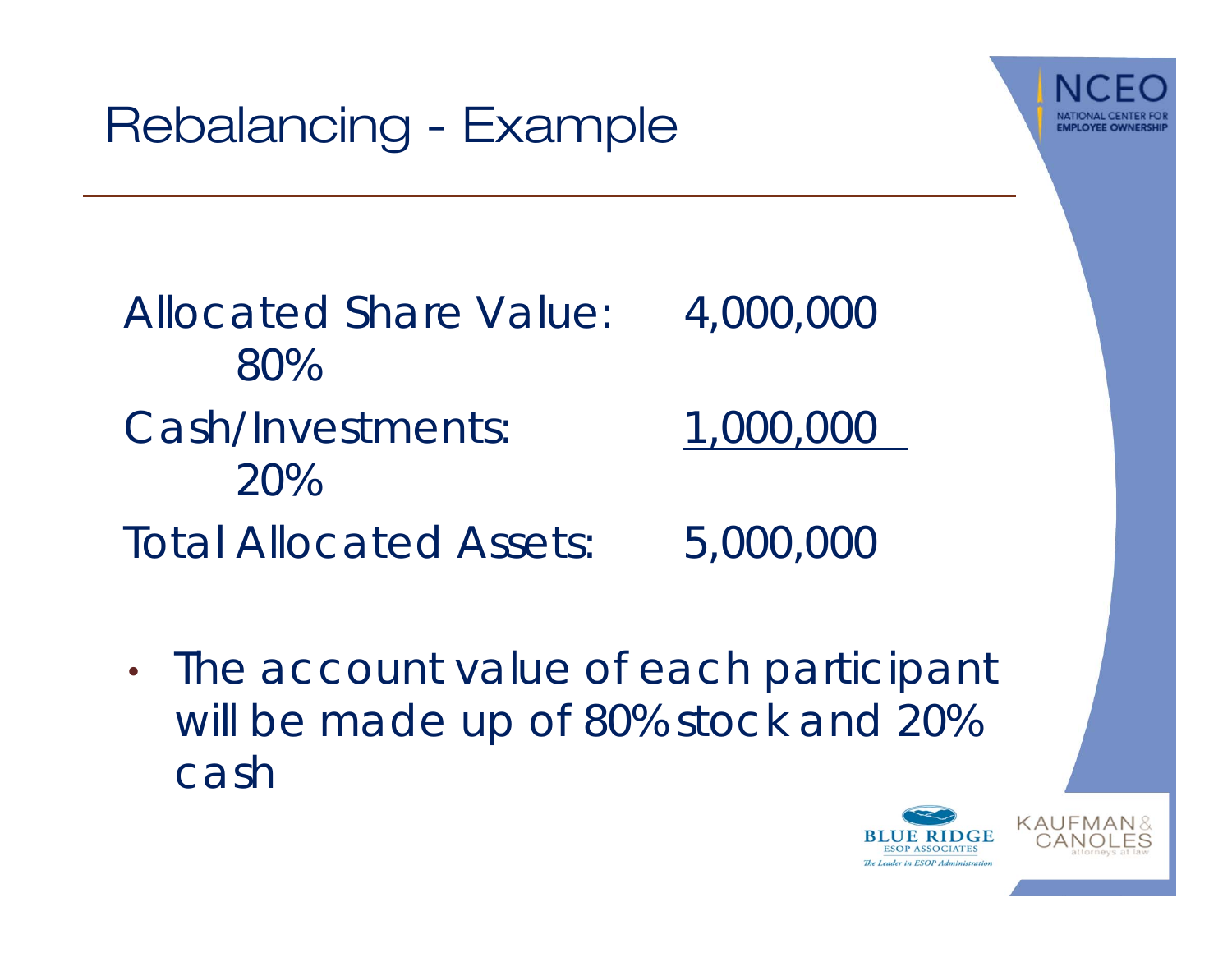# Rebalancing - Example

| | | |
|---|---|---|
| Allocated Share Value: | 4,000,000 | 80% |
| Cash/Investments: | 1,000,000 | 20% |
| Total Allocated Assets: | 5,000,000 | |

- The account value of each participant will be made up of 80% stock and 20% cash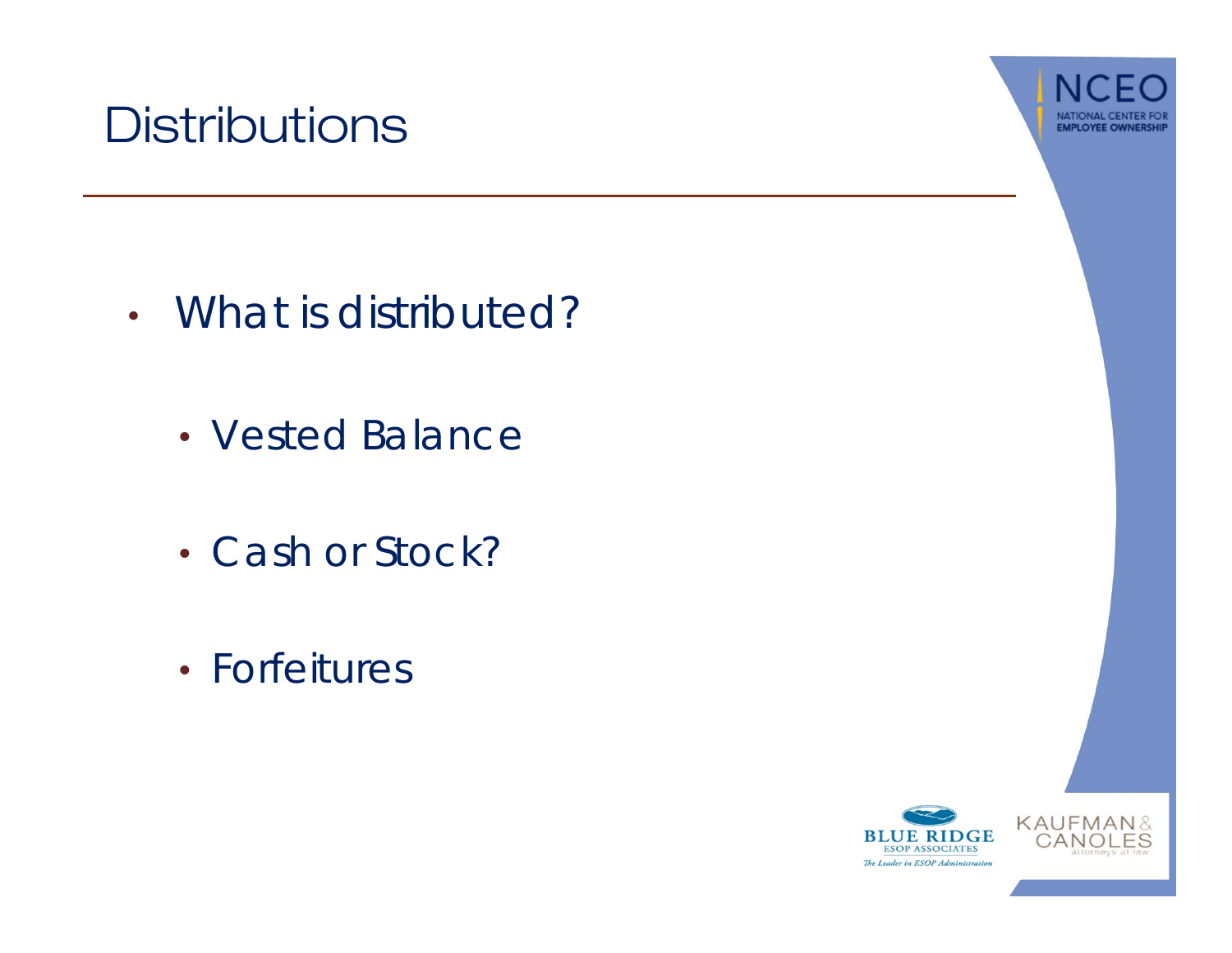# Distributions

- What is distributed?
  - Vested Balance
  - Cash or Stock?
  - Forfeitures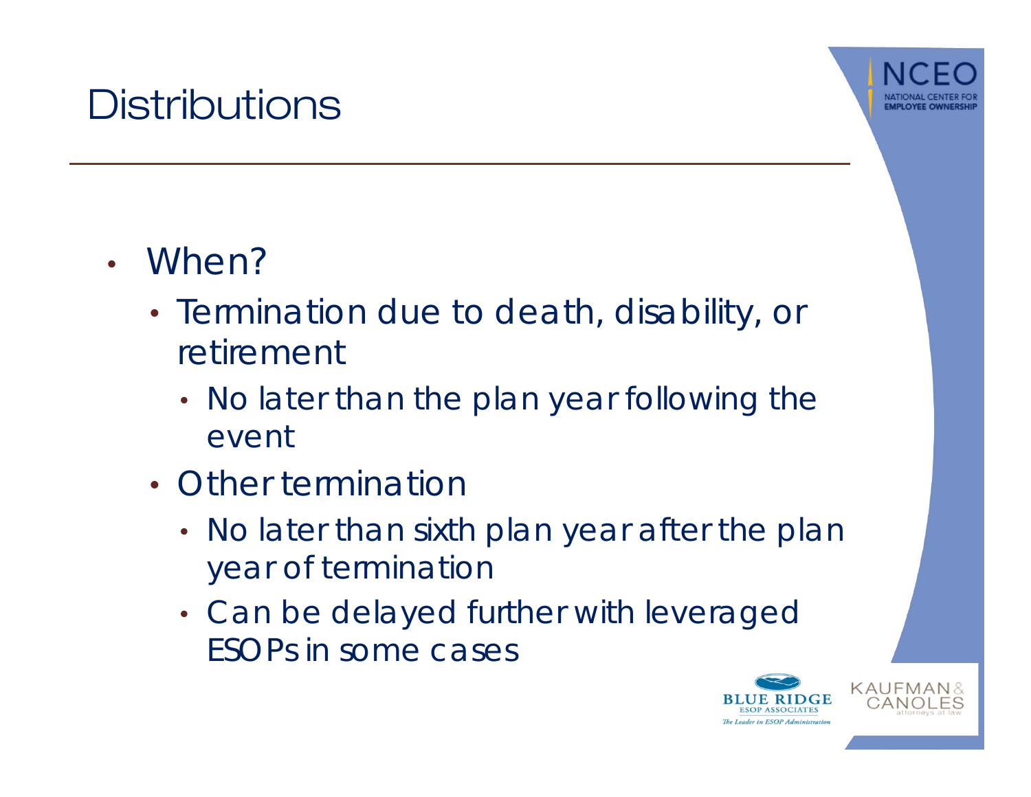# Distributions

- When?
  - Termination due to death, disability, or retirement
    - No later than the plan year following the event
  - Other termination
    - No later than sixth plan year after the plan year of termination
    - Can be delayed further with leveraged ESOPs in some cases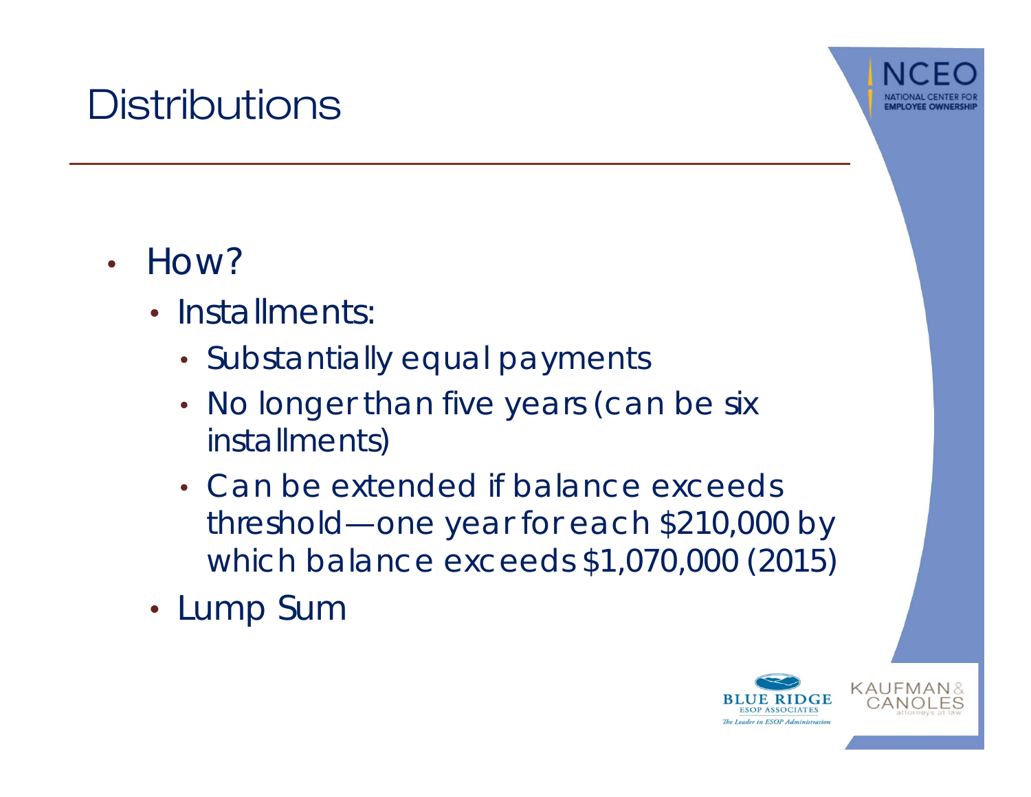# Distributions

- How?
  - Installments:
    - Substantially equal payments
    - No longer than five years (can be six installments)
    - Can be extended if balance exceeds threshold—one year for each $210,000 by which balance exceeds $1,070,000 (2015)
  - Lump Sum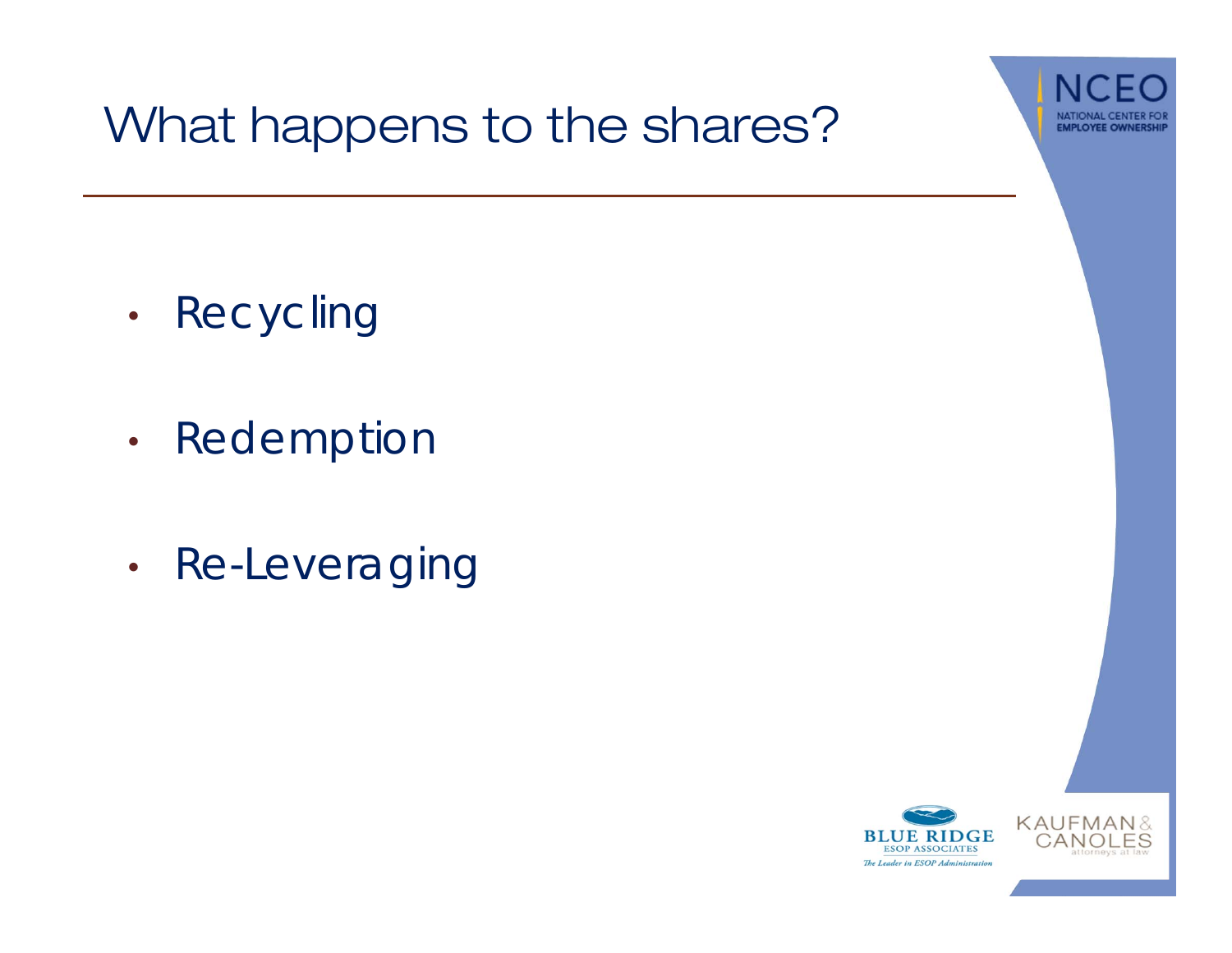# What happens to the shares?

- Recycling
- Redemption
- Re-Leveraging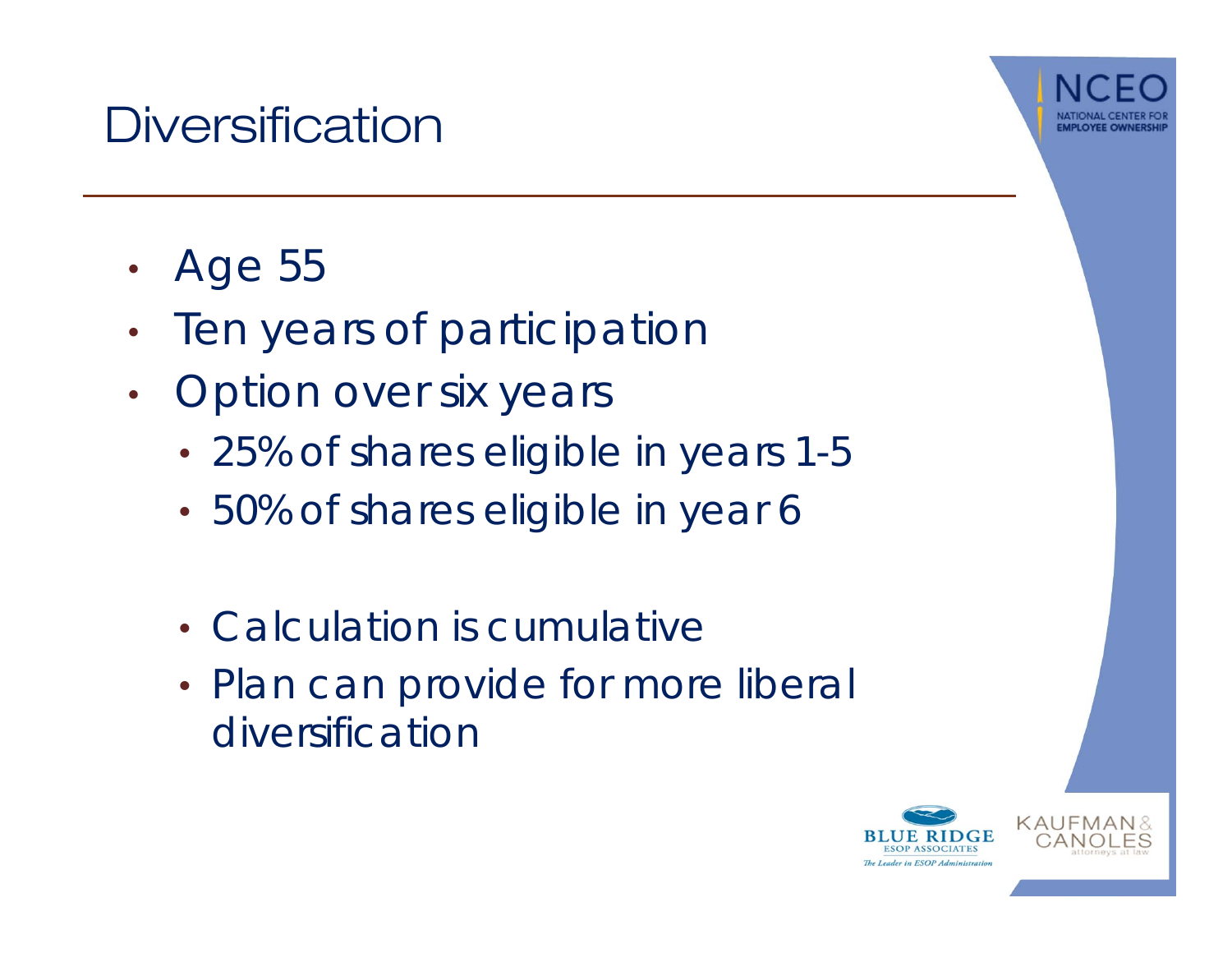# Diversification

- Age 55
- Ten years of participation
- Option over six years
  - 25% of shares eligible in years 1-5
  - 50% of shares eligible in year 6
  - Calculation is cumulative
  - Plan can provide for more liberal diversification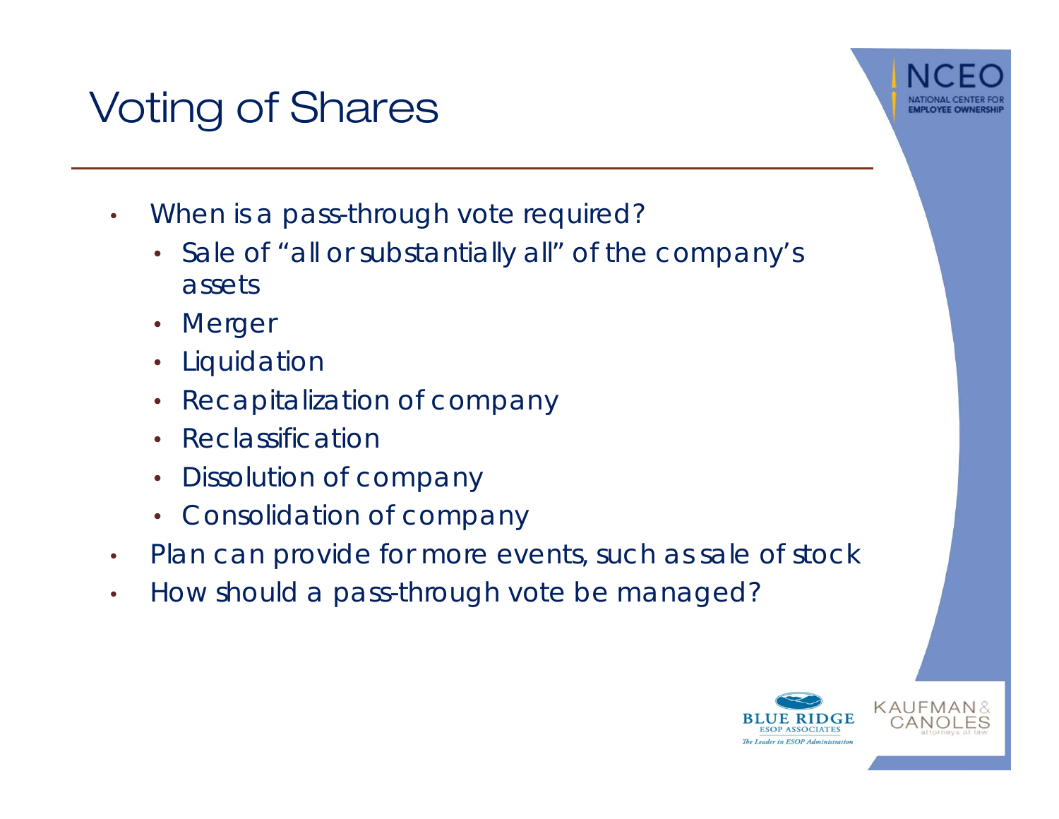# Voting of Shares

- When is a pass-through vote required?
  - Sale of “all or substantially all” of the company’s assets
  - Merger
  - Liquidation
  - Recapitalization of company
  - Reclassification
  - Dissolution of company
  - Consolidation of company
- Plan can provide for more events, such as sale of stock
- How should a pass-through vote be managed?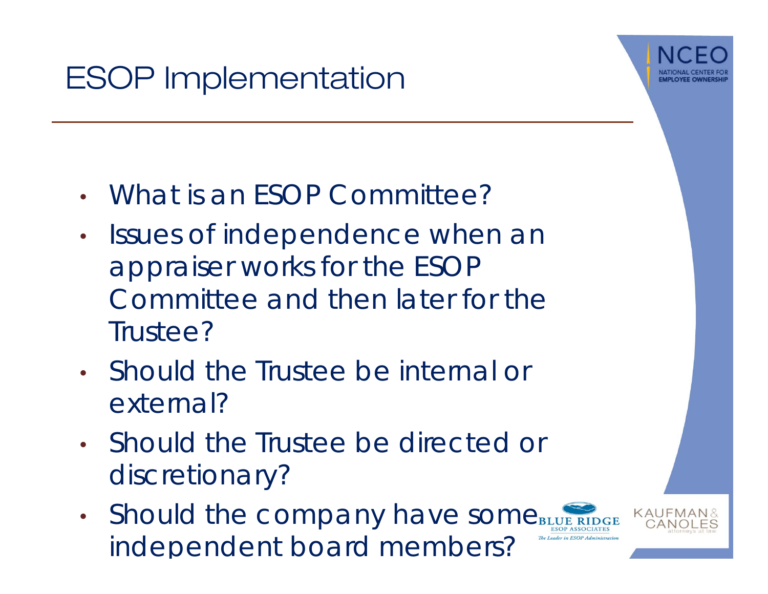# ESOP Implementation

- What is an ESOP Committee?
- Issues of independence when an appraiser works for the ESOP Committee and then later for the Trustee?
- Should the Trustee be internal or external?
- Should the Trustee be directed or discretionary?
- Should the company have some independent board members?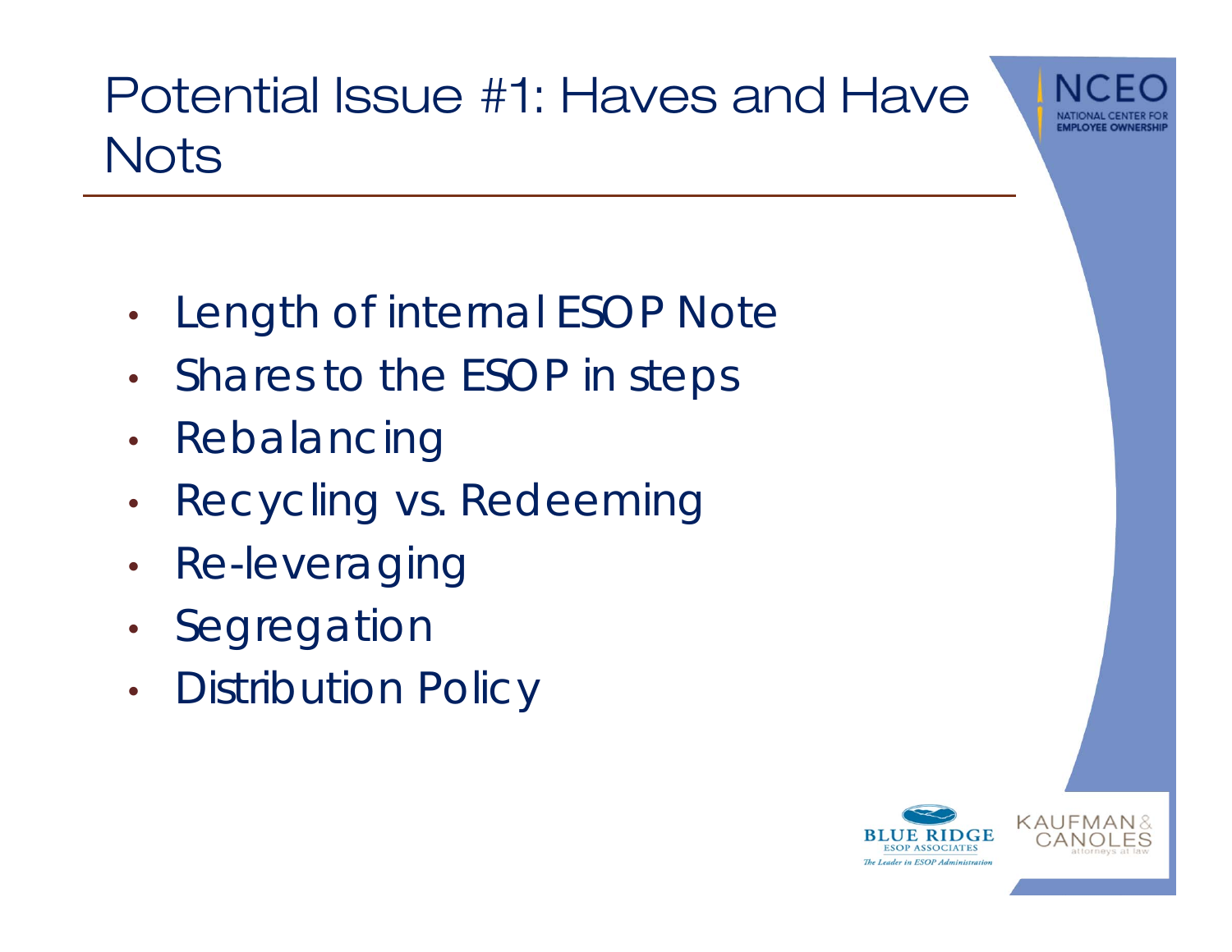# Potential Issue #1: Haves and Have Nots

- Length of internal ESOP Note
- Shares to the ESOP in steps
- Rebalancing
- Recycling vs. Redeeming
- Re-leveraging
- Segregation
- Distribution Policy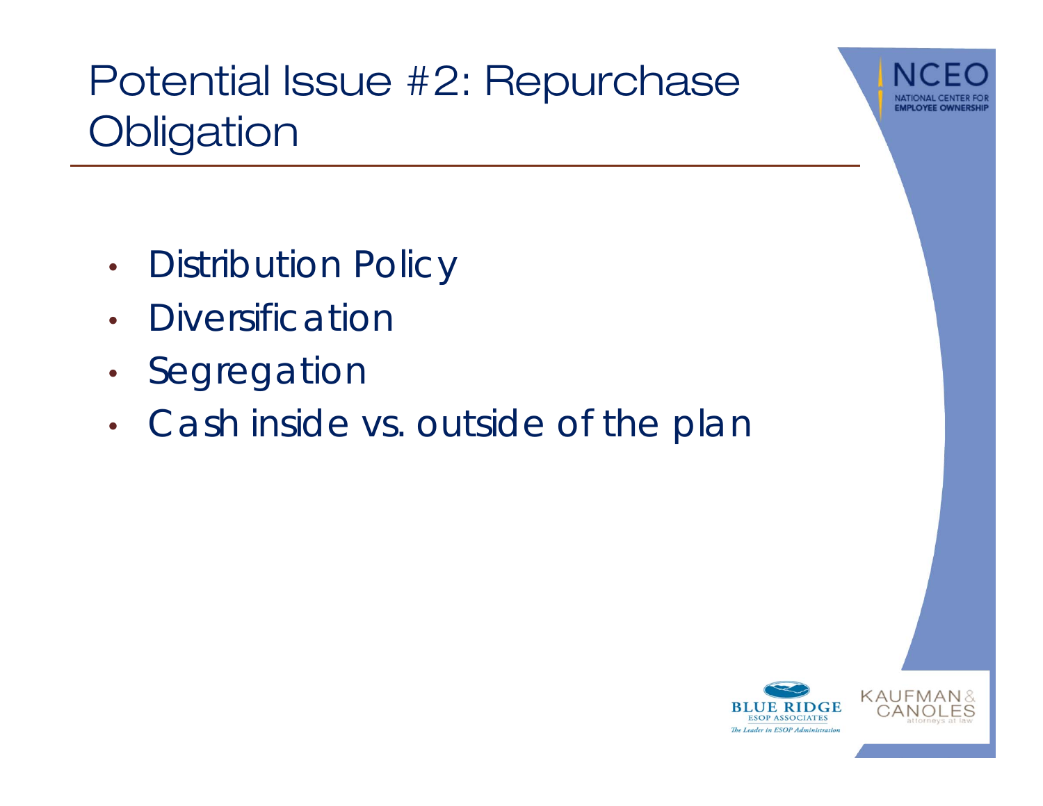# Potential Issue #2: Repurchase Obligation

- Distribution Policy
- Diversification
- Segregation
- Cash inside vs. outside of the plan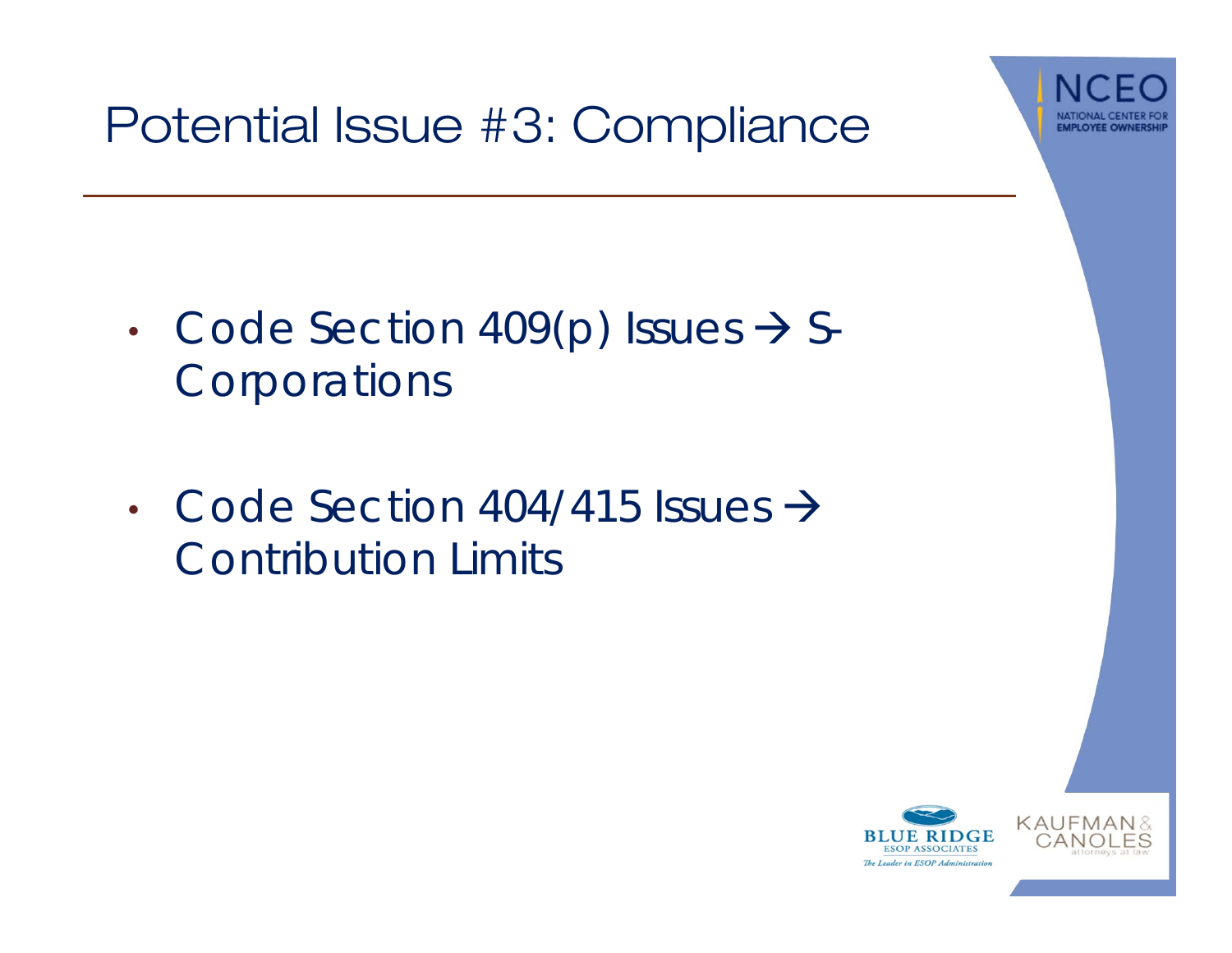# Potential Issue #3: Compliance

- Code Section 409(p) Issues → S-Corporations
- Code Section 404/415 Issues → Contribution Limits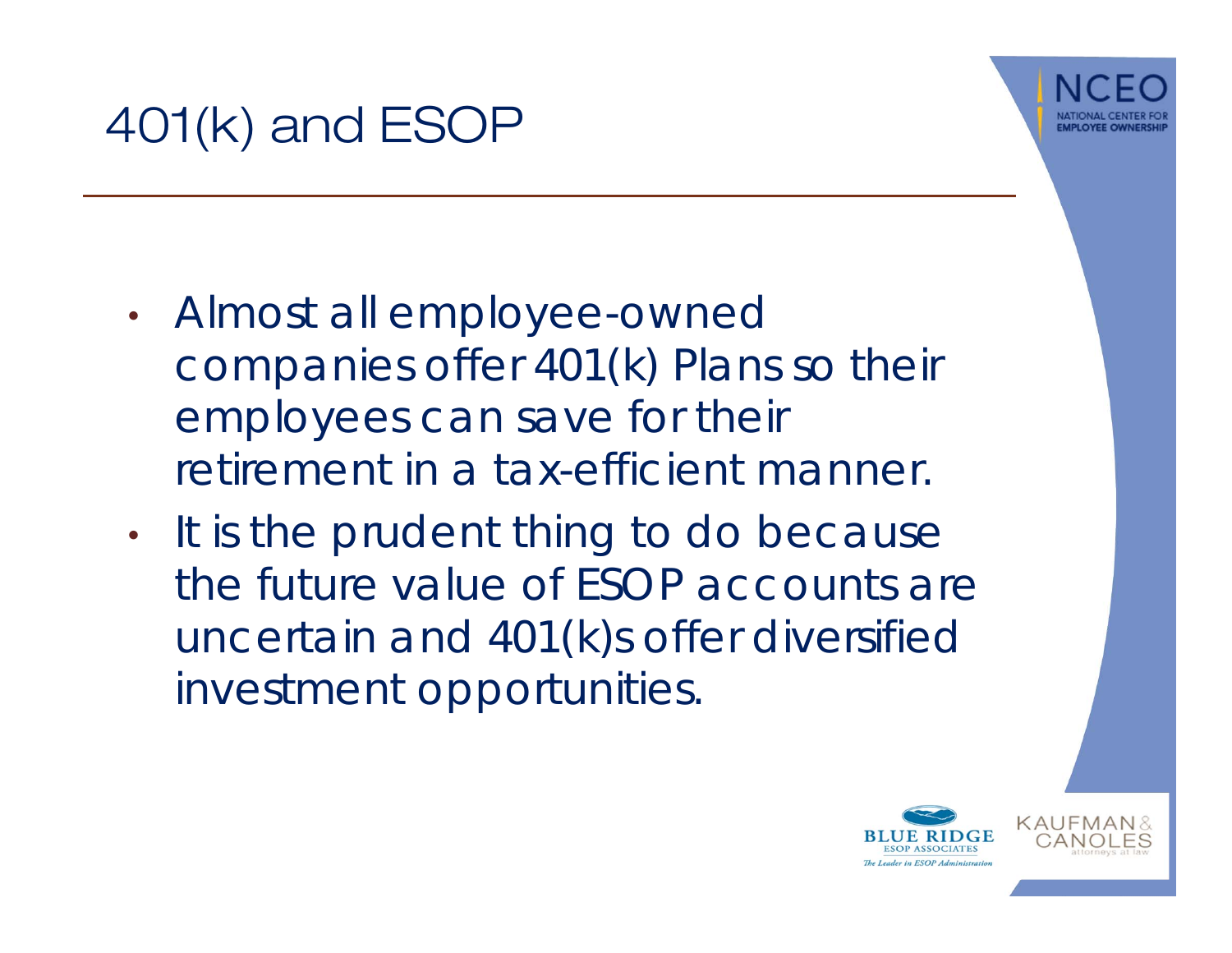# 401(k) and ESOP

- Almost all employee-owned companies offer 401(k) Plans so their employees can save for their retirement in a tax-efficient manner.
- It is the prudent thing to do because the future value of ESOP accounts are uncertain and 401(k)s offer diversified investment opportunities.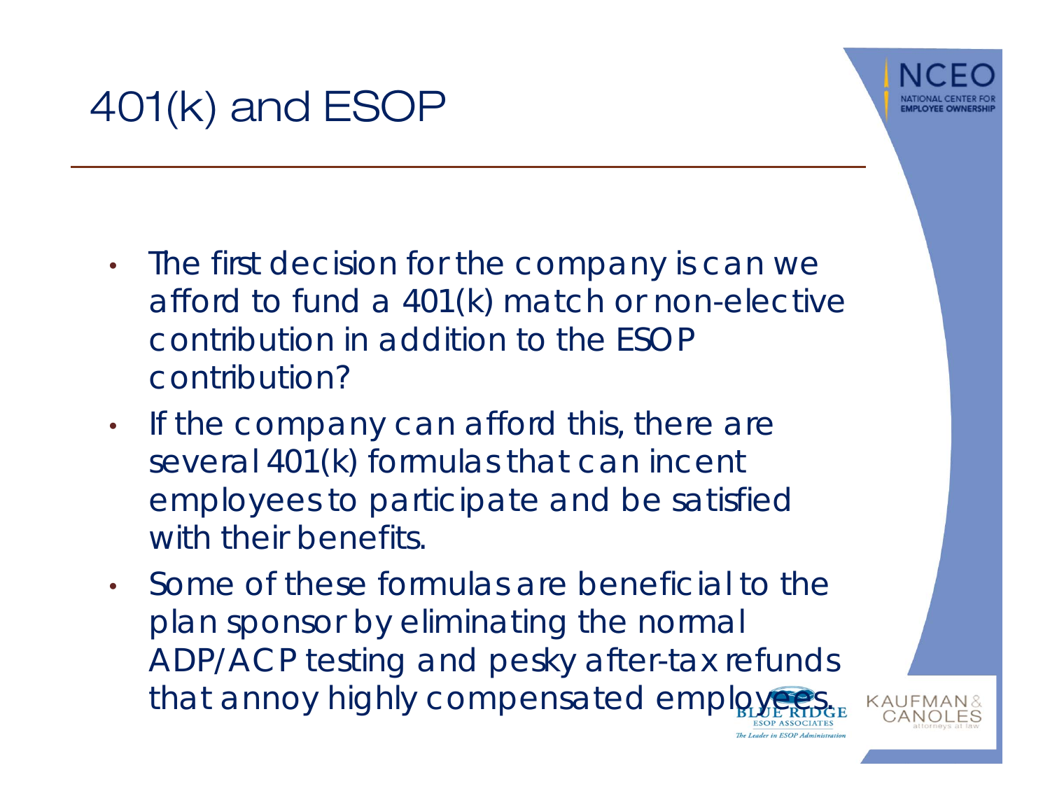# 401(k) and ESOP

- The first decision for the company is can we afford to fund a 401(k) match or non-elective contribution in addition to the ESOP contribution?
- If the company can afford this, there are several 401(k) formulas that can incent employees to participate and be satisfied with their benefits.
- Some of these formulas are beneficial to the plan sponsor by eliminating the normal ADP/ACP testing and pesky after-tax refunds that annoy highly compensated employees.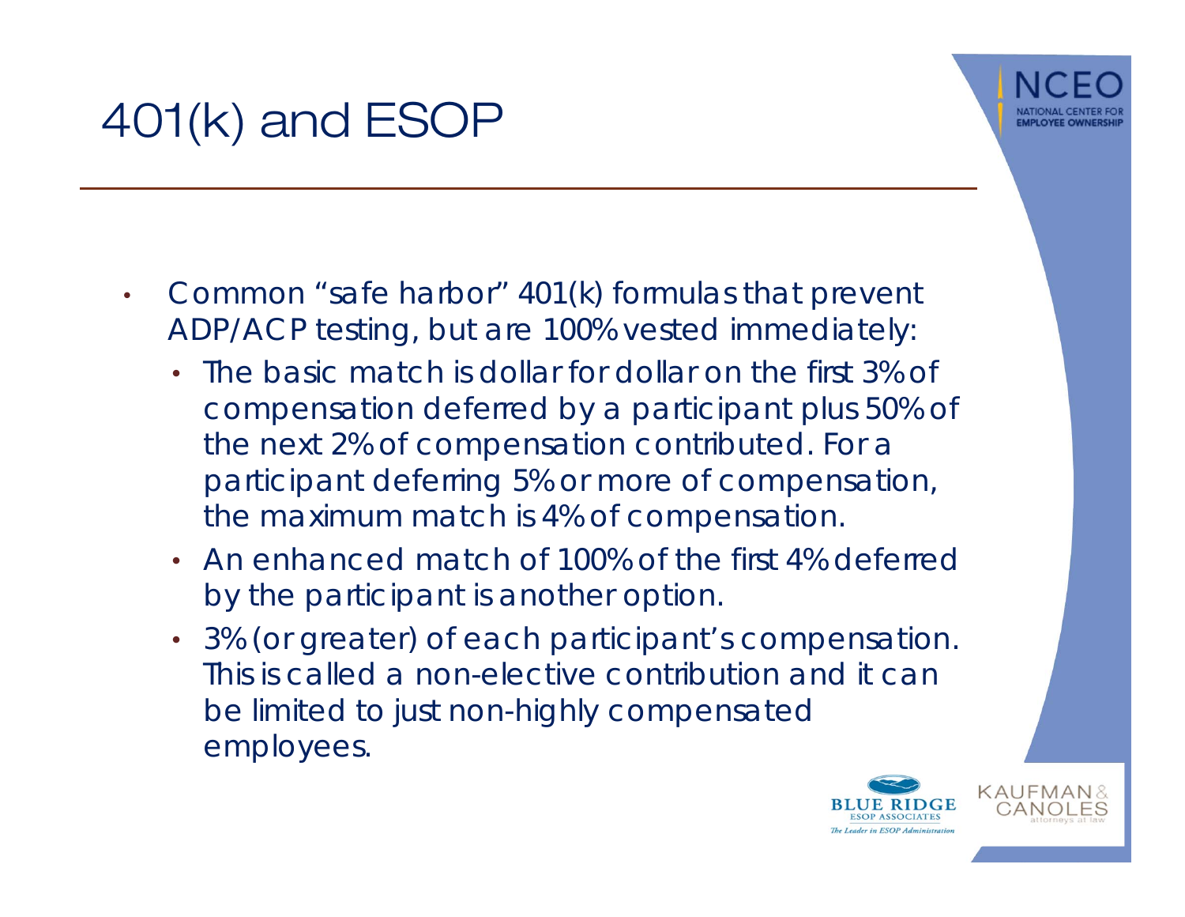# 401(k) and ESOP

- Common "safe harbor" 401(k) formulas that prevent ADP/ACP testing, but are 100% vested immediately:
  - The basic match is dollar for dollar on the first 3% of compensation deferred by a participant plus 50% of the next 2% of compensation contributed. For a participant deferring 5% or more of compensation, the maximum match is 4% of compensation.
  - An enhanced match of 100% of the first 4% deferred by the participant is another option.
  - 3% (or greater) of each participant's compensation. This is called a non-elective contribution and it can be limited to just non-highly compensated employees.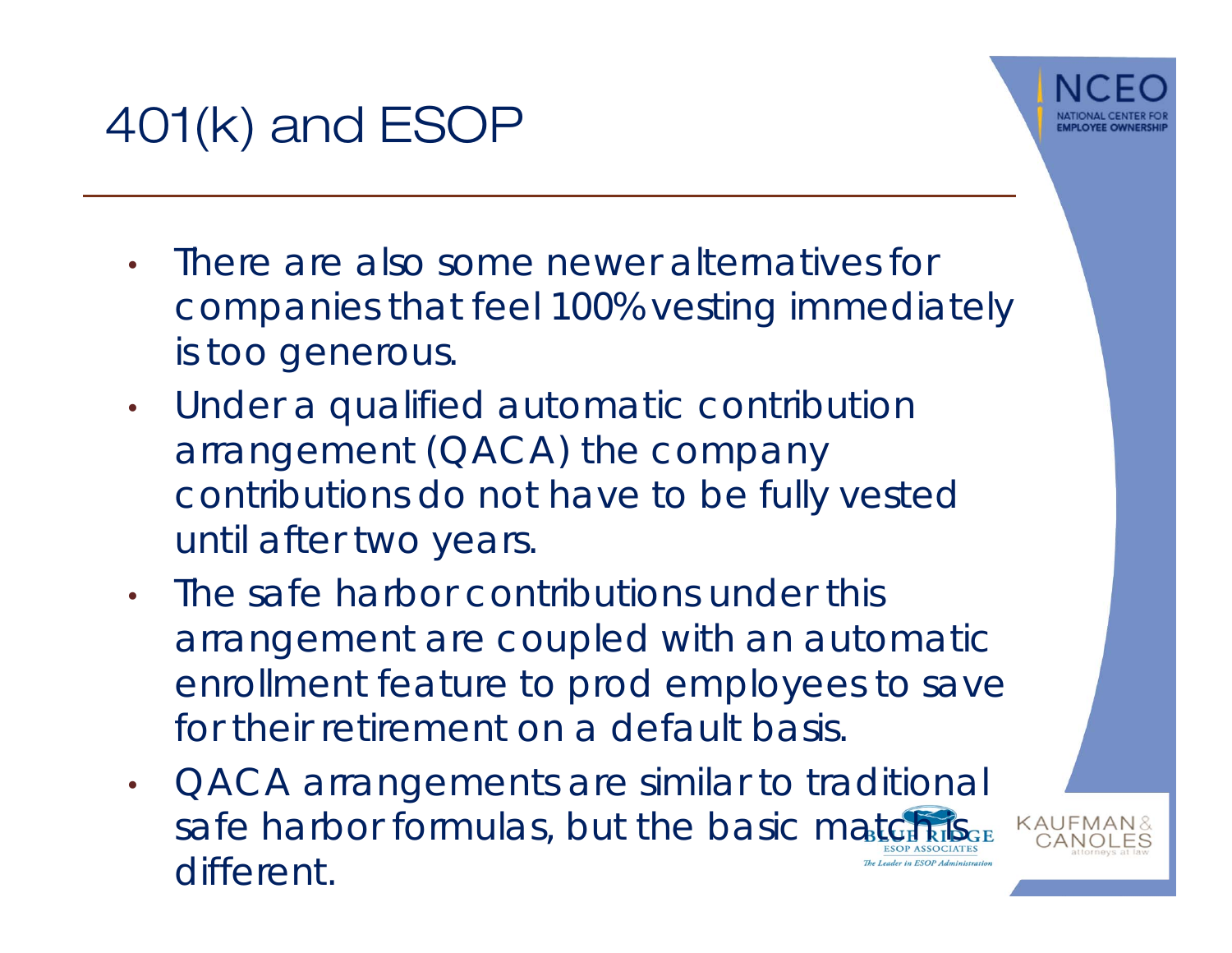# 401(k) and ESOP

- There are also some newer alternatives for companies that feel 100% vesting immediately is too generous.
- Under a qualified automatic contribution arrangement (QACA) the company contributions do not have to be fully vested until after two years.
- The safe harbor contributions under this arrangement are coupled with an automatic enrollment feature to prod employees to save for their retirement on a default basis.
- QACA arrangements are similar to traditional safe harbor formulas, but the basic match is different.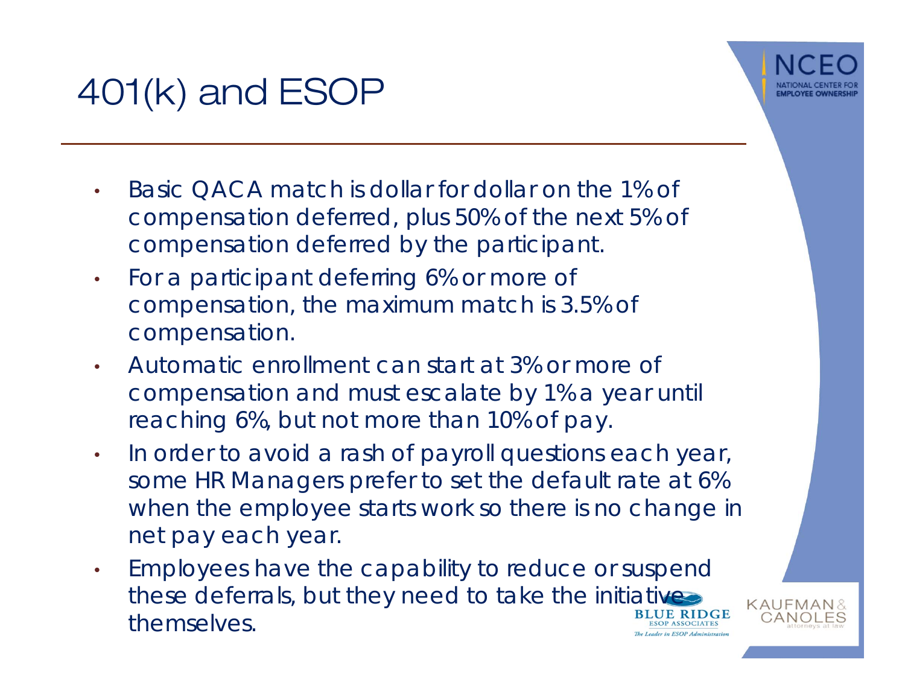# 401(k) and ESOP

- Basic QACA match is dollar for dollar on the 1% of compensation deferred, plus 50% of the next 5% of compensation deferred by the participant.
- For a participant deferring 6% or more of compensation, the maximum match is 3.5% of compensation.
- Automatic enrollment can start at 3% or more of compensation and must escalate by 1% a year until reaching 6%, but not more than 10% of pay.
- In order to avoid a rash of payroll questions each year, some HR Managers prefer to set the default rate at 6% when the employee starts work so there is no change in net pay each year.
- Employees have the capability to reduce or suspend these deferrals, but they need to take the initiative themselves.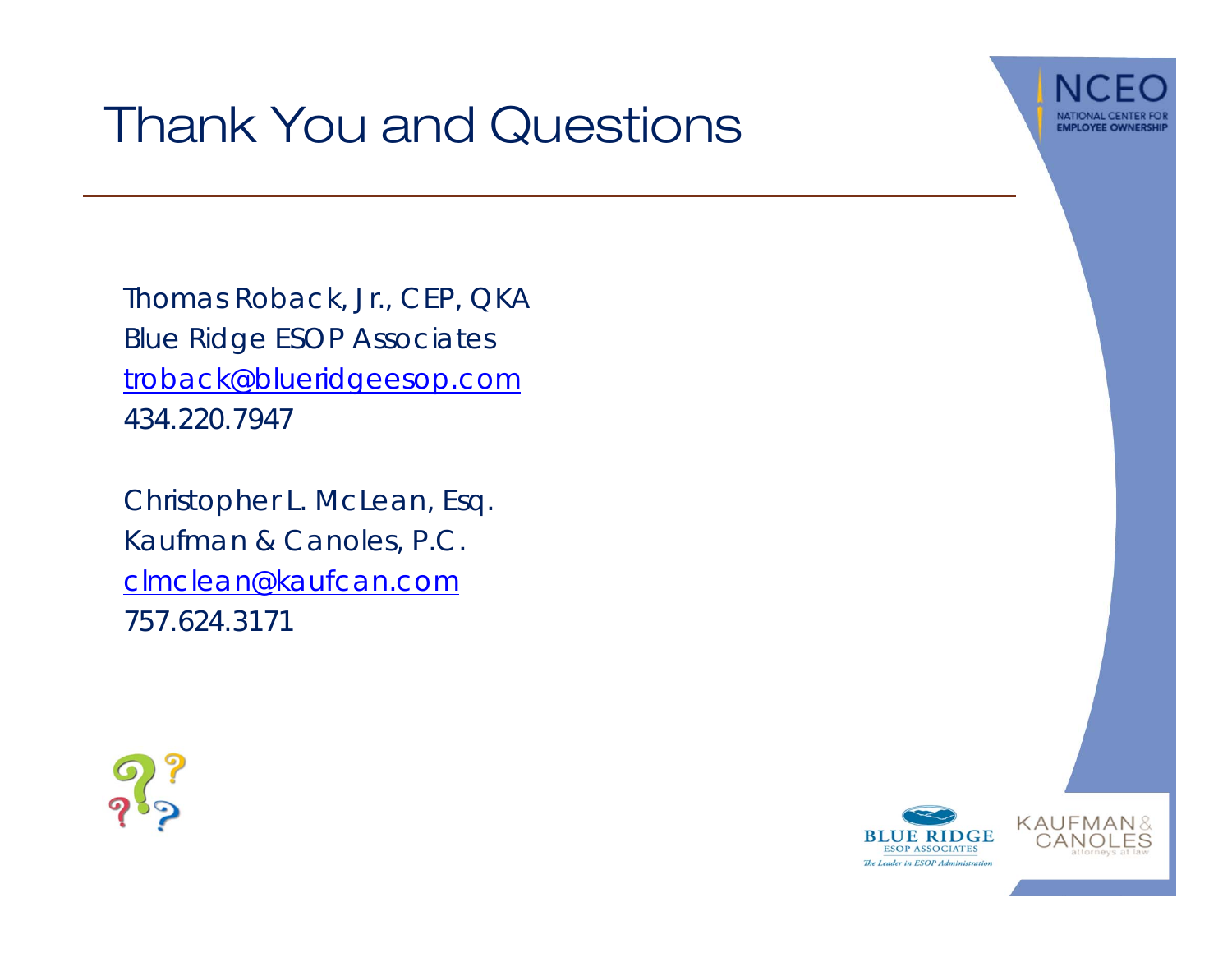# Thank You and Questions

Thomas Roback, Jr., CEP, QKA
Blue Ridge ESOP Associates
troback@blueridgeesop.com
434.220.7947

Christopher L. McLean, Esq.
Kaufman & Canoles, P.C.
clmclean@kaufcan.com
757.624.3171